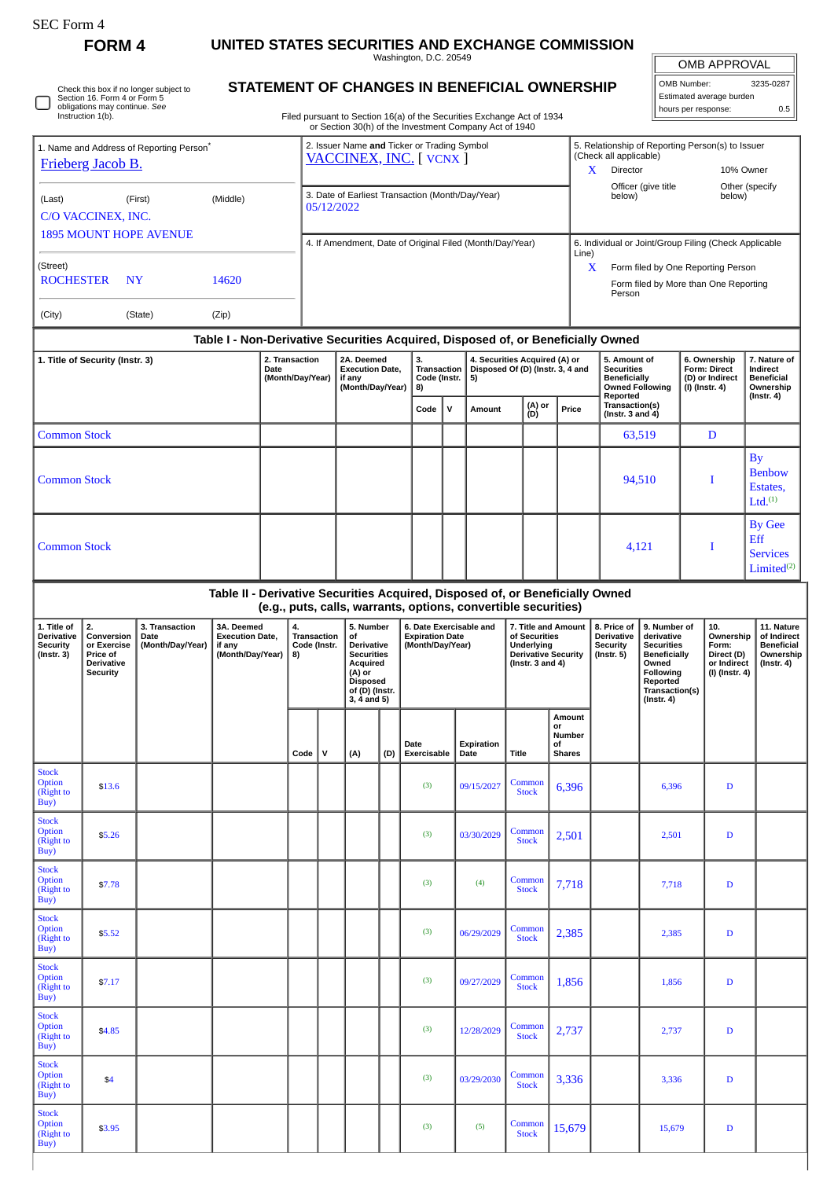SEC Form 4

# FORM 4

## UNITED STATES SECURITIES AND EXCHANGE COMMISSION

Washington, D.C. 20549

## STATEMENT OF CHANGES IN BENEFICIAL OWNERSHIP

Filed pursuant to Section 16(a) of the Securities Exchange Act of 1934 or Section 30(h) of the Investment Company Act of 1940

| OMB APPROVAL | |
|---|---|
| OMB Number: | 3235-0287 |
| Estimated average burden | |
| hours per response: | 0.5 |

☐ Check this box if no longer subject to Section 16. Form 4 or Form 5 obligations may continue. *See* Instruction 1(b).

1. Name and Address of Reporting Person*
Frieberg Jacob B.

(Last) (First) (Middle)
C/O VACCINEX, INC.
1895 MOUNT HOPE AVENUE

(Street)
ROCHESTER NY 14620

(City) (State) (Zip)

2. Issuer Name **and** Ticker or Trading Symbol
VACCINEX, INC. [ VCNX ]

3. Date of Earliest Transaction (Month/Day/Year)
05/12/2022

4. If Amendment, Date of Original Filed (Month/Day/Year)

5. Relationship of Reporting Person(s) to Issuer (Check all applicable)
X Director
10% Owner
Officer (give title below)
Other (specify below)

6. Individual or Joint/Group Filing (Check Applicable Line)
X Form filed by One Reporting Person
Form filed by More than One Reporting Person

### Table I - Non-Derivative Securities Acquired, Disposed of, or Beneficially Owned

| 1. Title of Security (Instr. 3) | 2. Transaction Date (Month/Day/Year) | 2A. Deemed Execution Date, if any (Month/Day/Year) | 3. Transaction Code (Instr. 8) | | 4. Securities Acquired (A) or Disposed Of (D) (Instr. 3, 4 and 5) | | | 5. Amount of Securities Beneficially Owned Following Reported Transaction(s) (Instr. 3 and 4) | 6. Ownership Form: Direct (D) or Indirect (I) (Instr. 4) | 7. Nature of Indirect Beneficial Ownership (Instr. 4) |
|---|---|---|---|---|---|---|---|---|---|---|
| | | | Code | V | Amount | (A) or (D) | Price | | | |
| Common Stock | | | | | | | | 63,519 | D | |
| Common Stock | | | | | | | | 94,510 | I | By Benbow Estates, Ltd.[1] |
| Common Stock | | | | | | | | 4,121 | I | By Gee Eff Services Limited[2] |

### Table II - Derivative Securities Acquired, Disposed of, or Beneficially Owned (e.g., puts, calls, warrants, options, convertible securities)

| 1. Title of Derivative Security (Instr. 3) | 2. Conversion or Exercise Price of Derivative Security | 3. Transaction Date (Month/Day/Year) | 3A. Deemed Execution Date, if any (Month/Day/Year) | 4. Transaction Code (Instr. 8) | | 5. Number of Derivative Securities Acquired (A) or Disposed of (D) (Instr. 3, 4 and 5) | | 6. Date Exercisable and Expiration Date (Month/Day/Year) | | 7. Title and Amount of Securities Underlying Derivative Security (Instr. 3 and 4) | | 8. Price of Derivative Security (Instr. 5) | 9. Number of derivative Securities Beneficially Owned Following Reported Transaction(s) (Instr. 4) | 10. Ownership Form: Direct (D) or Indirect (I) (Instr. 4) | 11. Nature of Indirect Beneficial Ownership (Instr. 4) |
|---|---|---|---|---|---|---|---|---|---|---|---|---|---|---|---|
| | | | | Code | V | (A) | (D) | Date Exercisable | Expiration Date | Title | Amount or Number of Shares | | | | |
| Stock Option (Right to Buy) | $13.6 | | | | | | | (3) | 09/15/2027 | Common Stock | 6,396 | | 6,396 | D | |
| Stock Option (Right to Buy) | $5.26 | | | | | | | (3) | 03/30/2029 | Common Stock | 2,501 | | 2,501 | D | |
| Stock Option (Right to Buy) | $7.78 | | | | | | | (3) | (4) | Common Stock | 7,718 | | 7,718 | D | |
| Stock Option (Right to Buy) | $5.52 | | | | | | | (3) | 06/29/2029 | Common Stock | 2,385 | | 2,385 | D | |
| Stock Option (Right to Buy) | $7.17 | | | | | | | (3) | 09/27/2029 | Common Stock | 1,856 | | 1,856 | D | |
| Stock Option (Right to Buy) | $4.85 | | | | | | | (3) | 12/28/2029 | Common Stock | 2,737 | | 2,737 | D | |
| Stock Option (Right to Buy) | $4 | | | | | | | (3) | 03/29/2030 | Common Stock | 3,336 | | 3,336 | D | |
| Stock Option (Right to Buy) | $3.95 | | | | | | | (3) | (5) | Common Stock | 15,679 | | 15,679 | D | |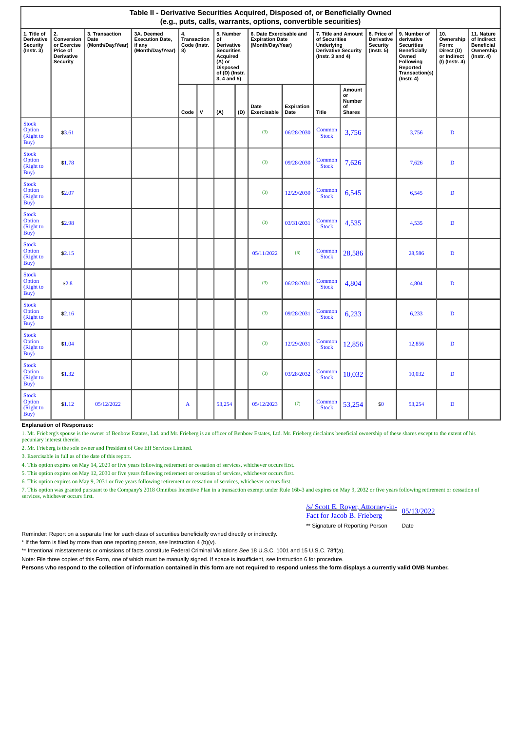**Table II - Derivative Securities Acquired, Disposed of, or Beneficially Owned**
**(e.g., puts, calls, warrants, options, convertible securities)**

| 1. Title of Derivative Security (Instr. 3) | 2. Conversion or Exercise Price of Derivative Security | 3. Transaction Date (Month/Day/Year) | 3A. Deemed Execution Date, if any (Month/Day/Year) | 4. Transaction Code (Instr. 8) | | 5. Number of Derivative Securities Acquired (A) or Disposed of (D) (Instr. 3, 4 and 5) | | 6. Date Exercisable and Expiration Date (Month/Day/Year) | | 7. Title and Amount of Securities Underlying Derivative Security (Instr. 3 and 4) | | 8. Price of Derivative Security (Instr. 5) | 9. Number of derivative Securities Beneficially Owned Following Reported Transaction(s) (Instr. 4) | 10. Ownership Form: Direct (D) or Indirect (I) (Instr. 4) | 11. Nature of Indirect Beneficial Ownership (Instr. 4) |
|---|---|---|---|---|---|---|---|---|---|---|---|---|---|---|---|
| | | | | Code | V | (A) | (D) | Date Exercisable | Expiration Date | Title | Amount or Number of Shares | | | | |
| Stock Option (Right to Buy) | $3.61 | | | | | | | (3) | 06/28/2030 | Common Stock | 3,756 | | 3,756 | D | |
| Stock Option (Right to Buy) | $1.78 | | | | | | | (3) | 09/28/2030 | Common Stock | 7,626 | | 7,626 | D | |
| Stock Option (Right to Buy) | $2.07 | | | | | | | (3) | 12/29/2030 | Common Stock | 6,545 | | 6,545 | D | |
| Stock Option (Right to Buy) | $2.98 | | | | | | | (3) | 03/31/2031 | Common Stock | 4,535 | | 4,535 | D | |
| Stock Option (Right to Buy) | $2.15 | | | | | | | 05/11/2022 | (6) | Common Stock | 28,586 | | 28,586 | D | |
| Stock Option (Right to Buy) | $2.8 | | | | | | | (3) | 06/28/2031 | Common Stock | 4,804 | | 4,804 | D | |
| Stock Option (Right to Buy) | $2.16 | | | | | | | (3) | 09/28/2031 | Common Stock | 6,233 | | 6,233 | D | |
| Stock Option (Right to Buy) | $1.04 | | | | | | | (3) | 12/29/2031 | Common Stock | 12,856 | | 12,856 | D | |
| Stock Option (Right to Buy) | $1.32 | | | | | | | (3) | 03/28/2032 | Common Stock | 10,032 | | 10,032 | D | |
| Stock Option (Right to Buy) | $1.12 | 05/12/2022 | | A | | 53,254 | | 05/12/2023 | (7) | Common Stock | 53,254 | $0 | 53,254 | D | |

**Explanation of Responses:**

1. Mr. Frieberg's spouse is the owner of Benbow Estates, Ltd. and Mr. Frieberg is an officer of Benbow Estates, Ltd. Mr. Frieberg disclaims beneficial ownership of these shares except to the extent of his pecuniary interest therein.

2. Mr. Frieberg is the sole owner and President of Gee Eff Services Limited.

3. Exercisable in full as of the date of this report.

4. This option expires on May 14, 2029 or five years following retirement or cessation of services, whichever occurs first.

5. This option expires on May 12, 2030 or five years following retirement or cessation of services, whichever occurs first.

6. This option expires on May 9, 2031 or five years following retirement or cessation of services, whichever occurs first.

7. This option was granted pursuant to the Company's 2018 Omnibus Incentive Plan in a transaction exempt under Rule 16b-3 and expires on May 9, 2032 or five years following retirement or cessation of services, whichever occurs first.

/s/ Scott E. Royer, Attorney-in-Fact for Jacob B. Frieberg — 05/13/2022

** Signature of Reporting Person — Date

Reminder: Report on a separate line for each class of securities beneficially owned directly or indirectly.

* If the form is filed by more than one reporting person, *see* Instruction 4 (b)(v).

** Intentional misstatements or omissions of facts constitute Federal Criminal Violations *See* 18 U.S.C. 1001 and 15 U.S.C. 78ff(a).

Note: File three copies of this Form, one of which must be manually signed. If space is insufficient, *see* Instruction 6 for procedure.

**Persons who respond to the collection of information contained in this form are not required to respond unless the form displays a currently valid OMB Number.**